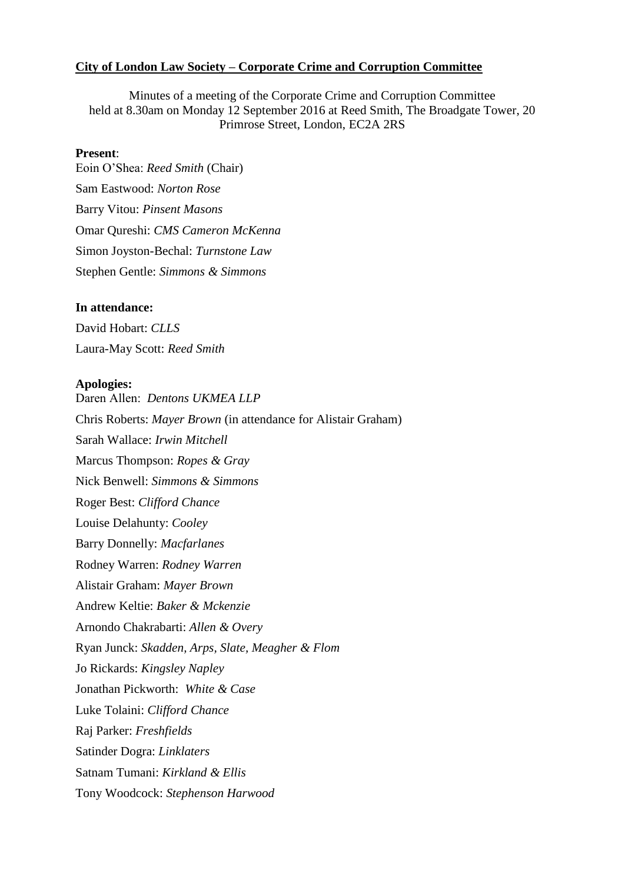**City of London Law Society – Corporate Crime and Corruption Committee**

Minutes of a meeting of the Corporate Crime and Corruption Committee held at 8.30am on Monday 12 September 2016 at Reed Smith, The Broadgate Tower, 20 Primrose Street, London, EC2A 2RS

**Present**:

Eoin O'Shea: *Reed Smith* (Chair)

Sam Eastwood: *Norton Rose*

Barry Vitou: *Pinsent Masons*

Omar Qureshi: *CMS Cameron McKenna*

Simon Joyston-Bechal: *Turnstone Law*

Stephen Gentle: *Simmons & Simmons*

**In attendance:**

David Hobart: *CLLS*

Laura-May Scott: *Reed Smith*

**Apologies:**

Daren Allen: *Dentons UKMEA LLP*

Chris Roberts: *Mayer Brown* (in attendance for Alistair Graham)

Sarah Wallace: *Irwin Mitchell*

Marcus Thompson: *Ropes & Gray*

Nick Benwell: *Simmons & Simmons*

Roger Best: *Clifford Chance*

Louise Delahunty: *Cooley*

Barry Donnelly: *Macfarlanes*

Rodney Warren: *Rodney Warren*

Alistair Graham: *Mayer Brown*

Andrew Keltie: *Baker & Mckenzie*

Arnondo Chakrabarti: *Allen & Overy*

Ryan Junck: *Skadden, Arps, Slate, Meagher & Flom*

Jo Rickards: *Kingsley Napley*

Jonathan Pickworth: *White & Case*

Luke Tolaini: *Clifford Chance*

Raj Parker: *Freshfields*

Satinder Dogra: *Linklaters*

Satnam Tumani: *Kirkland & Ellis*

Tony Woodcock: *Stephenson Harwood*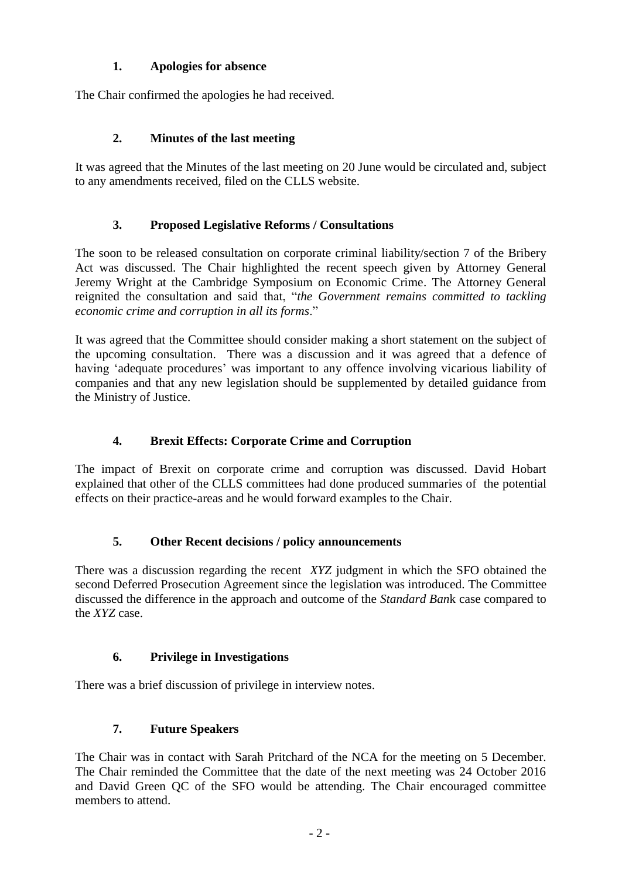## 1. Apologies for absence

The Chair confirmed the apologies he had received.

## 2. Minutes of the last meeting

It was agreed that the Minutes of the last meeting on 20 June would be circulated and, subject to any amendments received, filed on the CLLS website.

## 3. Proposed Legislative Reforms / Consultations

The soon to be released consultation on corporate criminal liability/section 7 of the Bribery Act was discussed. The Chair highlighted the recent speech given by Attorney General Jeremy Wright at the Cambridge Symposium on Economic Crime. The Attorney General reignited the consultation and said that, "*the Government remains committed to tackling economic crime and corruption in all its forms*."

It was agreed that the Committee should consider making a short statement on the subject of the upcoming consultation. There was a discussion and it was agreed that a defence of having 'adequate procedures' was important to any offence involving vicarious liability of companies and that any new legislation should be supplemented by detailed guidance from the Ministry of Justice.

## 4. Brexit Effects: Corporate Crime and Corruption

The impact of Brexit on corporate crime and corruption was discussed. David Hobart explained that other of the CLLS committees had done produced summaries of the potential effects on their practice-areas and he would forward examples to the Chair.

## 5. Other Recent decisions / policy announcements

There was a discussion regarding the recent *XYZ* judgment in which the SFO obtained the second Deferred Prosecution Agreement since the legislation was introduced. The Committee discussed the difference in the approach and outcome of the *Standard Bank* case compared to the *XYZ* case.

## 6. Privilege in Investigations

There was a brief discussion of privilege in interview notes.

## 7. Future Speakers

The Chair was in contact with Sarah Pritchard of the NCA for the meeting on 5 December. The Chair reminded the Committee that the date of the next meeting was 24 October 2016 and David Green QC of the SFO would be attending. The Chair encouraged committee members to attend.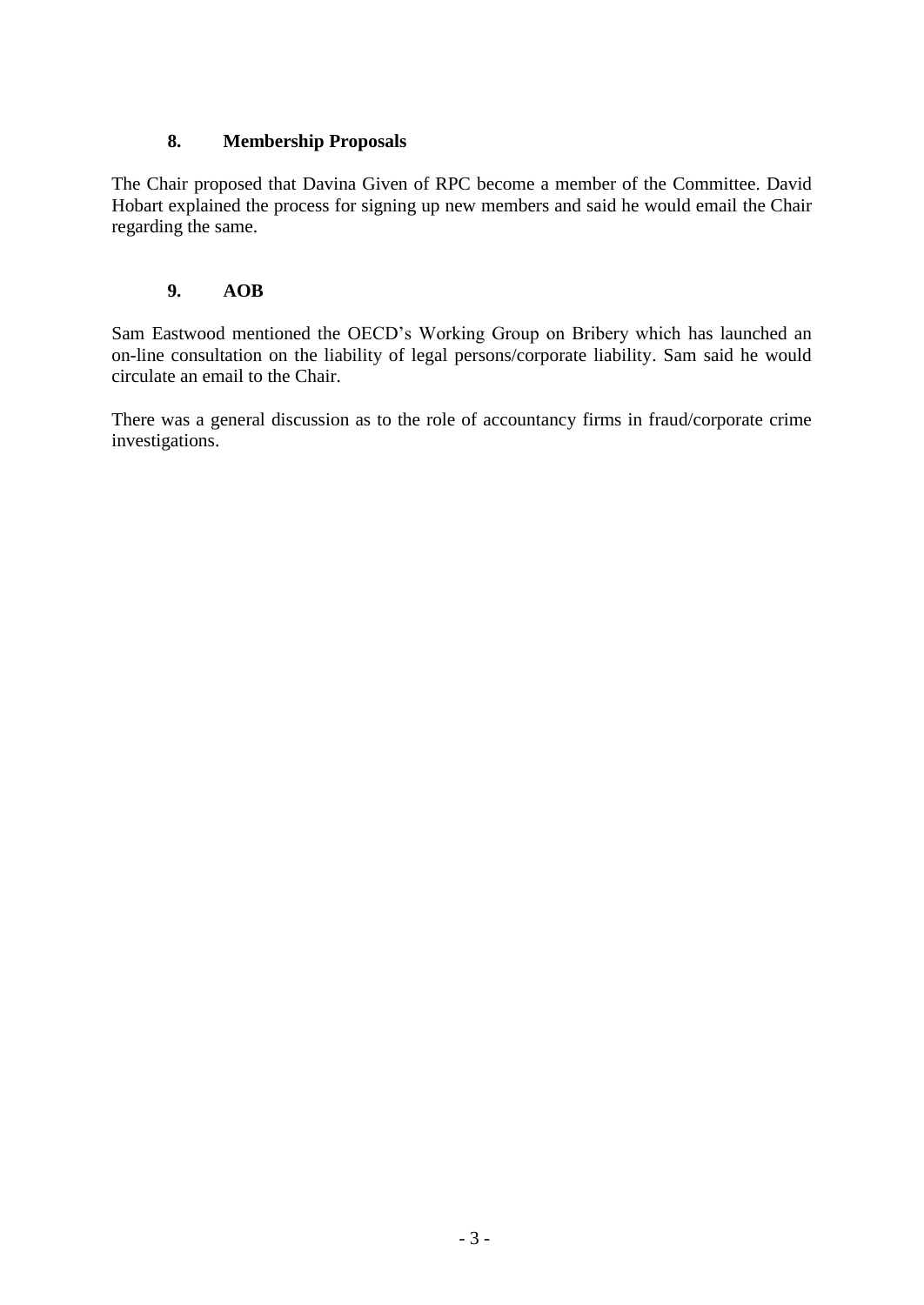## 8. Membership Proposals

The Chair proposed that Davina Given of RPC become a member of the Committee. David Hobart explained the process for signing up new members and said he would email the Chair regarding the same.

## 9. AOB

Sam Eastwood mentioned the OECD's Working Group on Bribery which has launched an on-line consultation on the liability of legal persons/corporate liability. Sam said he would circulate an email to the Chair.

There was a general discussion as to the role of accountancy firms in fraud/corporate crime investigations.